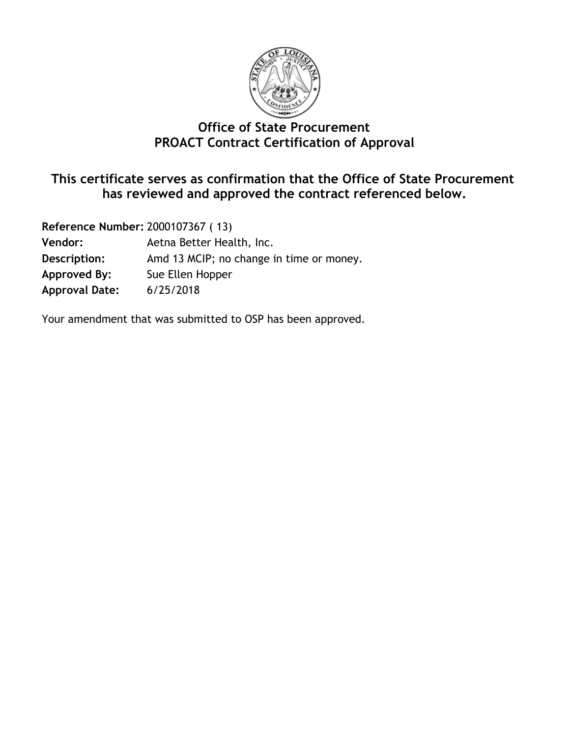# Office of State Procurement
# PROACT Contract Certification of Approval

## This certificate serves as confirmation that the Office of State Procurement has reviewed and approved the contract referenced below.

**Reference Number:** 2000107367 ( 13)
**Vendor:** Aetna Better Health, Inc.
**Description:** Amd 13 MCIP; no change in time or money.
**Approved By:** Sue Ellen Hopper
**Approval Date:** 6/25/2018

Your amendment that was submitted to OSP has been approved.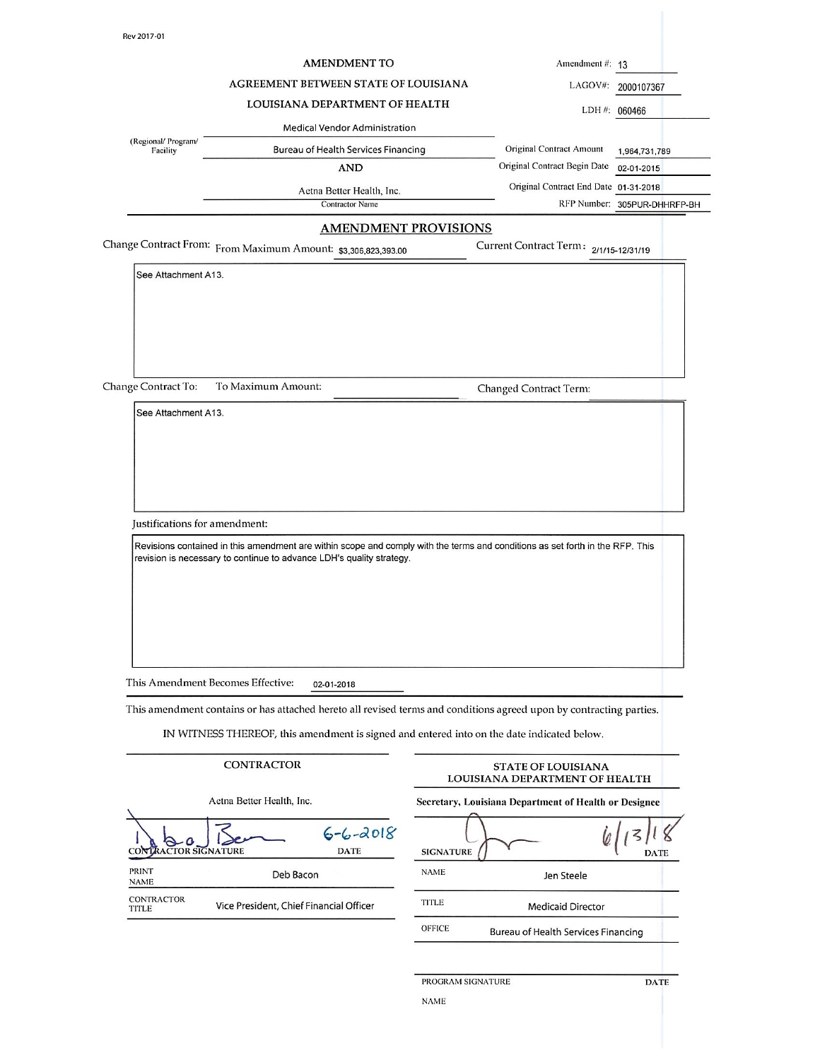Rev 2017-01

**AMENDMENT TO**

**AGREEMENT BETWEEN STATE OF LOUISIANA**

**LOUISIANA DEPARTMENT OF HEALTH**

Medical Vendor Administration

(Regional/ Program/ Facility) Bureau of Health Services Financing

**AND**

Aetna Better Health, Inc.
Contractor Name

| | |
|---|---|
| Amendment #: | 13 |
| LAGOV#: | 2000107367 |
| LDH #: | 060466 |
| Original Contract Amount | 1,964,731,789 |
| Original Contract Begin Date | 02-01-2015 |
| Original Contract End Date | 01-31-2018 |
| RFP Number: | 305PUR-DHHRFP-BH |

## AMENDMENT PROVISIONS

Change Contract From: From Maximum Amount: $3,306,823,393.00 Current Contract Term: 2/1/15-12/31/19

See Attachment A13.

Change Contract To: To Maximum Amount: ______ Changed Contract Term: ______

See Attachment A13.

Justifications for amendment:

Revisions contained in this amendment are within scope and comply with the terms and conditions as set forth in the RFP. This revision is necessary to continue to advance LDH's quality strategy.

This Amendment Becomes Effective: 02-01-2018

This amendment contains or has attached hereto all revised terms and conditions agreed upon by contracting parties.

IN WITNESS THEREOF, this amendment is signed and entered into on the date indicated below.

| CONTRACTOR | STATE OF LOUISIANA LOUISIANA DEPARTMENT OF HEALTH |
|---|---|
| Aetna Better Health, Inc. | Secretary, Louisiana Department of Health or Designee |
| CONTRACTOR SIGNATURE: [signature] DATE: 6-6-2018 | SIGNATURE: [signature] DATE: 6/13/18 |
| PRINT NAME: Deb Bacon | NAME: Jen Steele |
| CONTRACTOR TITLE: Vice President, Chief Financial Officer | TITLE: Medicaid Director |
| | OFFICE: Bureau of Health Services Financing |

PROGRAM SIGNATURE DATE

NAME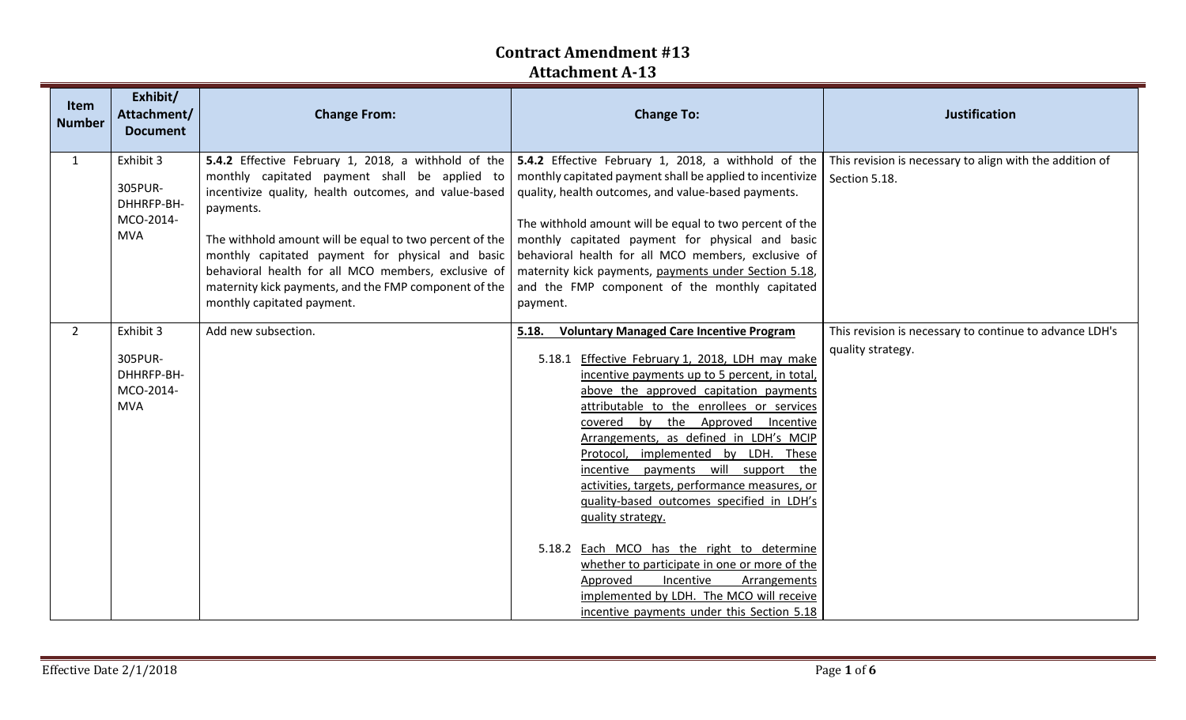# Contract Amendment #13
## Attachment A-13

| Item Number | Exhibit/ Attachment/ Document | Change From: | Change To: | Justification |
|---|---|---|---|---|
| 1 | Exhibit 3<br><br>305PUR-DHHRFP-BH-MCO-2014-MVA | **5.4.2** Effective February 1, 2018, a withhold of the monthly capitated payment shall be applied to incentivize quality, health outcomes, and value-based payments.<br><br>The withhold amount will be equal to two percent of the monthly capitated payment for physical and basic behavioral health for all MCO members, exclusive of maternity kick payments, and the FMP component of the monthly capitated payment. | **5.4.2** Effective February 1, 2018, a withhold of the monthly capitated payment shall be applied to incentivize quality, health outcomes, and value-based payments.<br><br>The withhold amount will be equal to two percent of the monthly capitated payment for physical and basic behavioral health for all MCO members, exclusive of maternity kick payments, <u>payments under Section 5.18</u>, and the FMP component of the monthly capitated payment. | This revision is necessary to align with the addition of Section 5.18. |
| 2 | Exhibit 3<br><br>305PUR-DHHRFP-BH-MCO-2014-MVA | Add new subsection. | **<u>5.18. Voluntary Managed Care Incentive Program</u>**<br><br>5.18.1 <u>Effective February 1, 2018, LDH may make incentive payments up to 5 percent, in total, above the approved capitation payments attributable to the enrollees or services covered by the Approved Incentive Arrangements, as defined in LDH's MCIP Protocol, implemented by LDH. These incentive payments will support the activities, targets, performance measures, or quality-based outcomes specified in LDH's quality strategy.</u><br><br>5.18.2 <u>Each MCO has the right to determine whether to participate in one or more of the Approved Incentive Arrangements implemented by LDH. The MCO will receive incentive payments under this Section 5.18</u> | This revision is necessary to continue to advance LDH's quality strategy. |

Effective Date 2/1/2018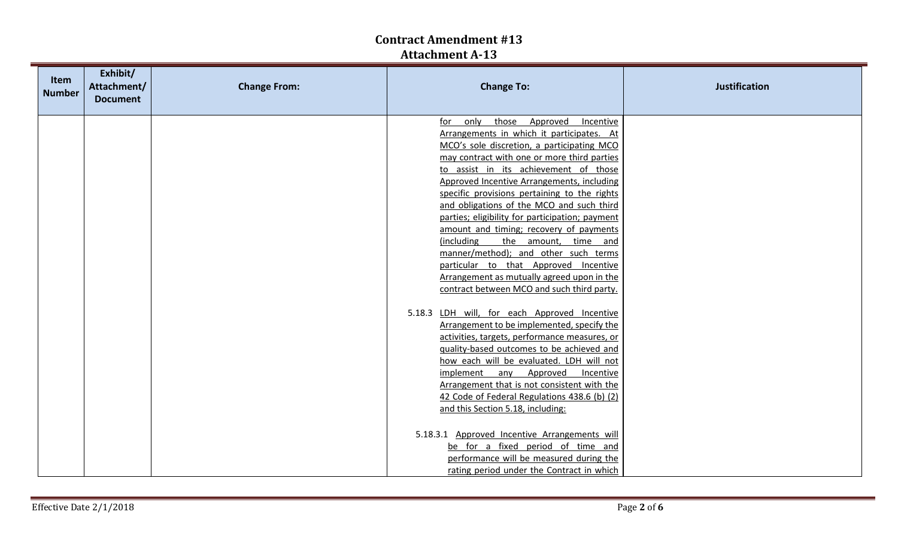# Contract Amendment #13
## Attachment A-13

| Item Number | Exhibit/ Attachment/ Document | Change From: | Change To: | Justification |
|---|---|---|---|---|
| | | | for only those Approved Incentive Arrangements in which it participates. At MCO's sole discretion, a participating MCO may contract with one or more third parties to assist in its achievement of those Approved Incentive Arrangements, including specific provisions pertaining to the rights and obligations of the MCO and such third parties; eligibility for participation; payment amount and timing; recovery of payments (including the amount, time and manner/method); and other such terms particular to that Approved Incentive Arrangement as mutually agreed upon in the contract between MCO and such third party.<br><br>5.18.3 LDH will, for each Approved Incentive Arrangement to be implemented, specify the activities, targets, performance measures, or quality-based outcomes to be achieved and how each will be evaluated. LDH will not implement any Approved Incentive Arrangement that is not consistent with the 42 Code of Federal Regulations 438.6 (b) (2) and this Section 5.18, including:<br><br>5.18.3.1 Approved Incentive Arrangements will be for a fixed period of time and performance will be measured during the rating period under the Contract in which | |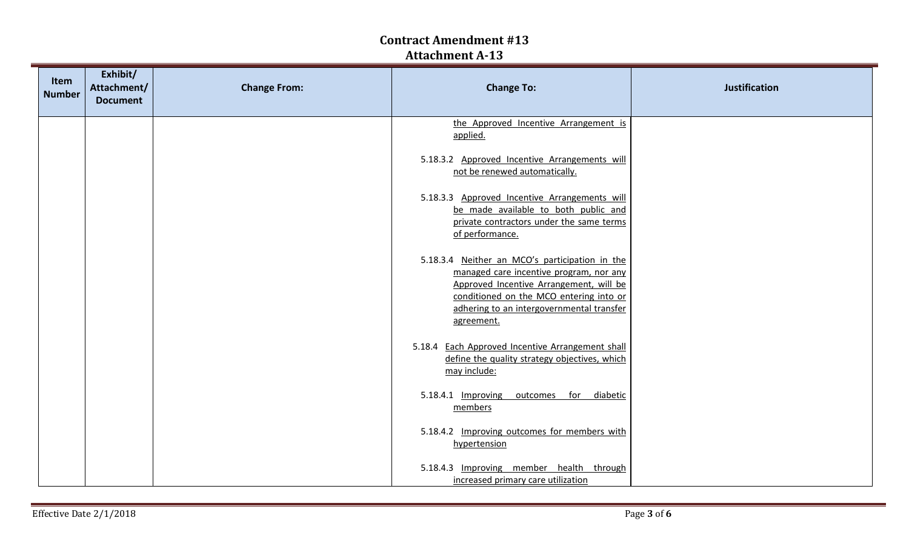# Contract Amendment #13
## Attachment A-13

| Item Number | Exhibit/ Attachment/ Document | Change From: | Change To: | Justification |
|---|---|---|---|---|
| | | | the Approved Incentive Arrangement is applied.<br><br>5.18.3.2 Approved Incentive Arrangements will not be renewed automatically.<br><br>5.18.3.3 Approved Incentive Arrangements will be made available to both public and private contractors under the same terms of performance.<br><br>5.18.3.4 Neither an MCO's participation in the managed care incentive program, nor any Approved Incentive Arrangement, will be conditioned on the MCO entering into or adhering to an intergovernmental transfer agreement.<br><br>5.18.4 Each Approved Incentive Arrangement shall define the quality strategy objectives, which may include:<br><br>5.18.4.1 Improving outcomes for diabetic members<br><br>5.18.4.2 Improving outcomes for members with hypertension<br><br>5.18.4.3 Improving member health through increased primary care utilization | |

Effective Date 2/1/2018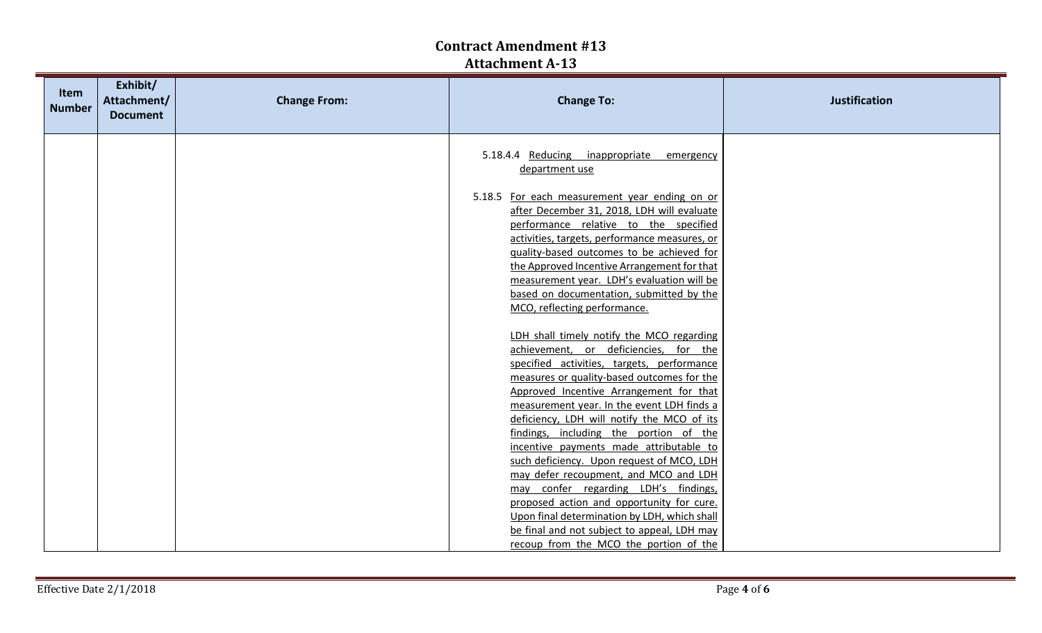# Contract Amendment #13
## Attachment A-13

| Item Number | Exhibit/ Attachment/ Document | Change From: | Change To: | Justification |
| --- | --- | --- | --- | --- |
| | | | 5.18.4.4 Reducing inappropriate emergency department use<br><br>5.18.5 For each measurement year ending on or after December 31, 2018, LDH will evaluate performance relative to the specified activities, targets, performance measures, or quality-based outcomes to be achieved for the Approved Incentive Arrangement for that measurement year. LDH's evaluation will be based on documentation, submitted by the MCO, reflecting performance.<br><br>LDH shall timely notify the MCO regarding achievement, or deficiencies, for the specified activities, targets, performance measures or quality-based outcomes for the Approved Incentive Arrangement for that measurement year. In the event LDH finds a deficiency, LDH will notify the MCO of its findings, including the portion of the incentive payments made attributable to such deficiency. Upon request of MCO, LDH may defer recoupment, and MCO and LDH may confer regarding LDH's findings, proposed action and opportunity for cure. Upon final determination by LDH, which shall be final and not subject to appeal, LDH may recoup from the MCO the portion of the | |

Effective Date 2/1/2018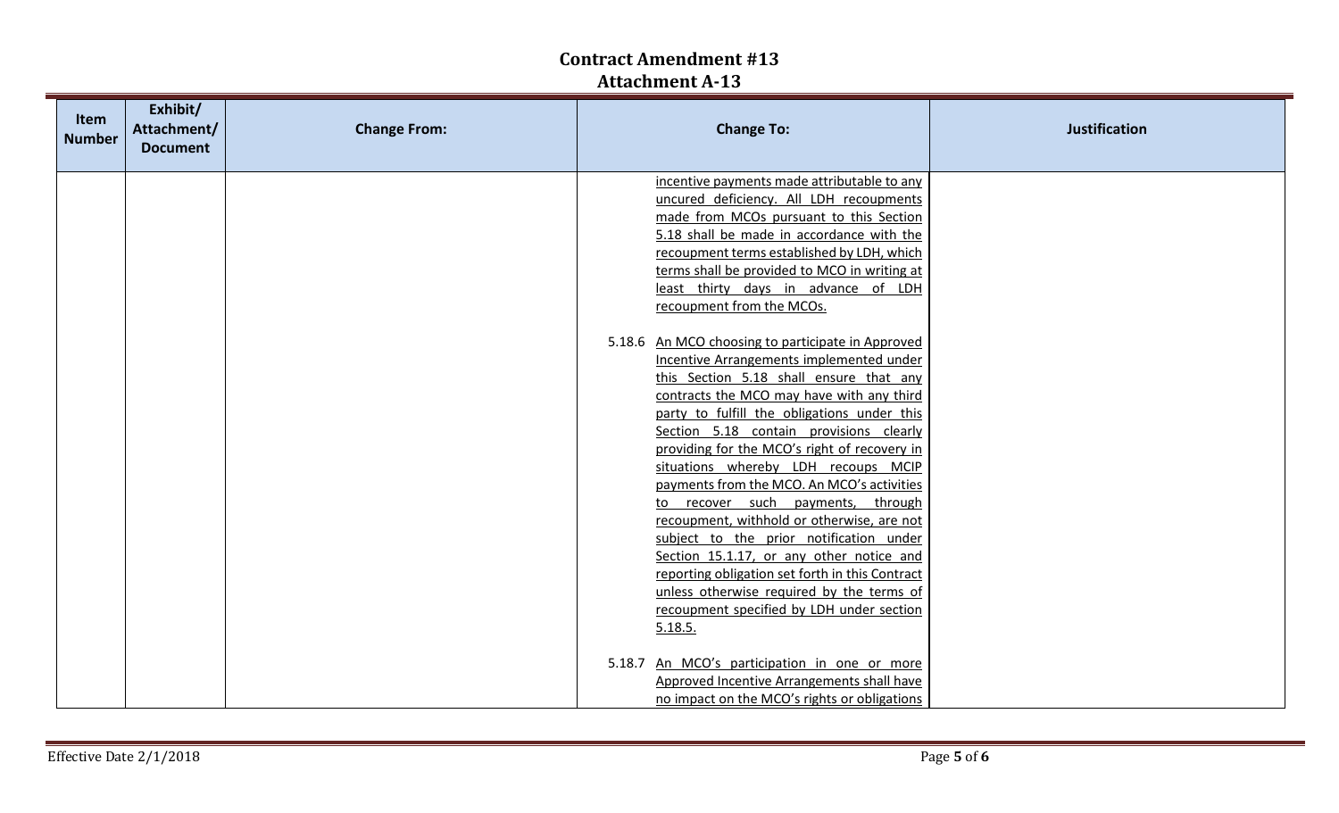# Contract Amendment #13

## Attachment A-13

| Item Number | Exhibit/ Attachment/ Document | Change From: | Change To: | Justification |
|---|---|---|---|---|
| | | | incentive payments made attributable to any uncured deficiency. All LDH recoupments made from MCOs pursuant to this Section 5.18 shall be made in accordance with the recoupment terms established by LDH, which terms shall be provided to MCO in writing at least thirty days in advance of LDH recoupment from the MCOs.<br><br>5.18.6 An MCO choosing to participate in Approved Incentive Arrangements implemented under this Section 5.18 shall ensure that any contracts the MCO may have with any third party to fulfill the obligations under this Section 5.18 contain provisions clearly providing for the MCO's right of recovery in situations whereby LDH recoups MCIP payments from the MCO. An MCO's activities to recover such payments, through recoupment, withhold or otherwise, are not subject to the prior notification under Section 15.1.17, or any other notice and reporting obligation set forth in this Contract unless otherwise required by the terms of recoupment specified by LDH under section 5.18.5.<br><br>5.18.7 An MCO's participation in one or more Approved Incentive Arrangements shall have no impact on the MCO's rights or obligations | |

Effective Date 2/1/2018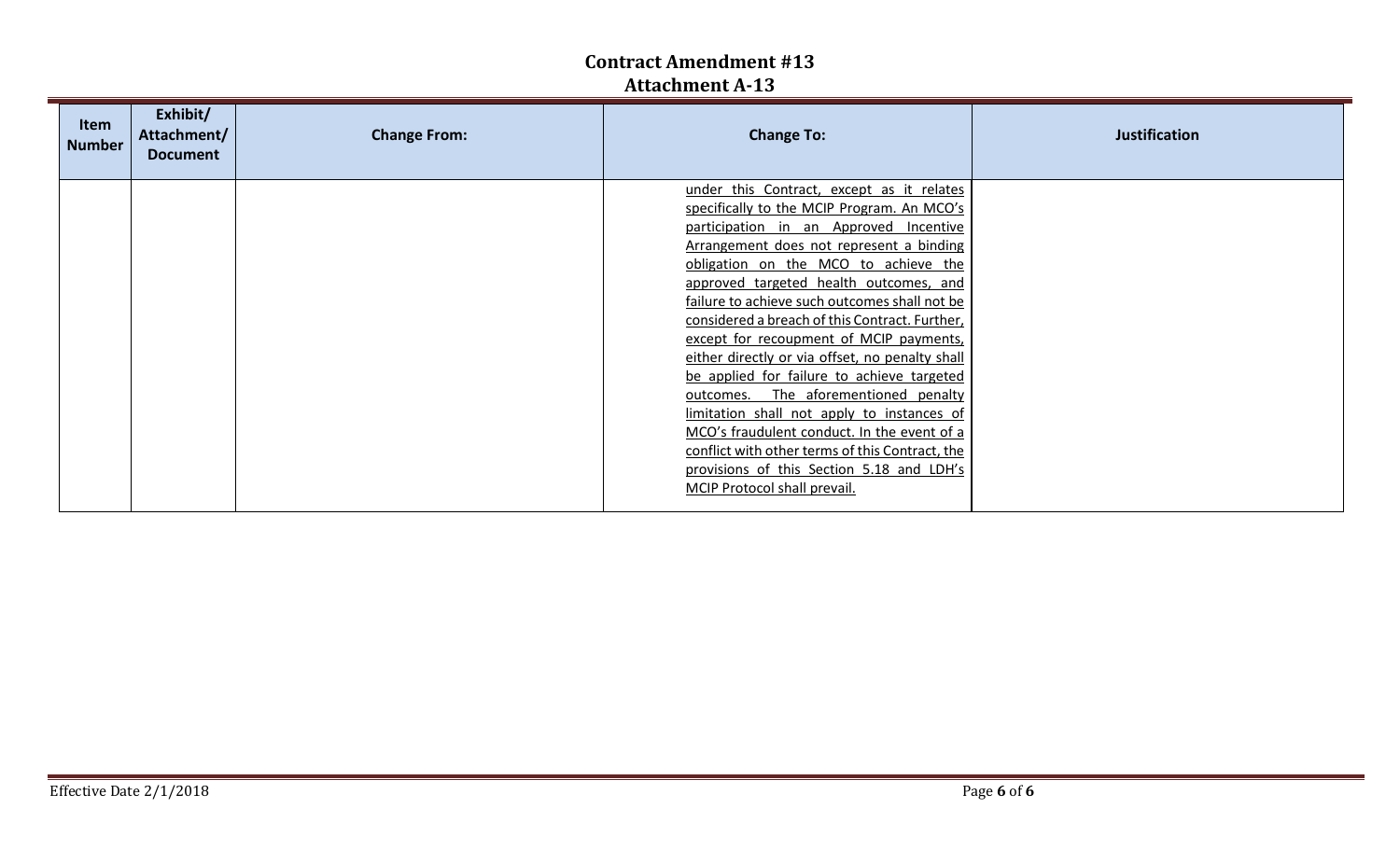# Contract Amendment #13
## Attachment A-13

| Item Number | Exhibit/ Attachment/ Document | Change From: | Change To: | Justification |
|---|---|---|---|---|
| | | | under this Contract, except as it relates specifically to the MCIP Program. An MCO's participation in an Approved Incentive Arrangement does not represent a binding obligation on the MCO to achieve the approved targeted health outcomes, and failure to achieve such outcomes shall not be considered a breach of this Contract. Further, except for recoupment of MCIP payments, either directly or via offset, no penalty shall be applied for failure to achieve targeted outcomes. The aforementioned penalty limitation shall not apply to instances of MCO's fraudulent conduct. In the event of a conflict with other terms of this Contract, the provisions of this Section 5.18 and LDH's MCIP Protocol shall prevail. | |

Effective Date 2/1/2018